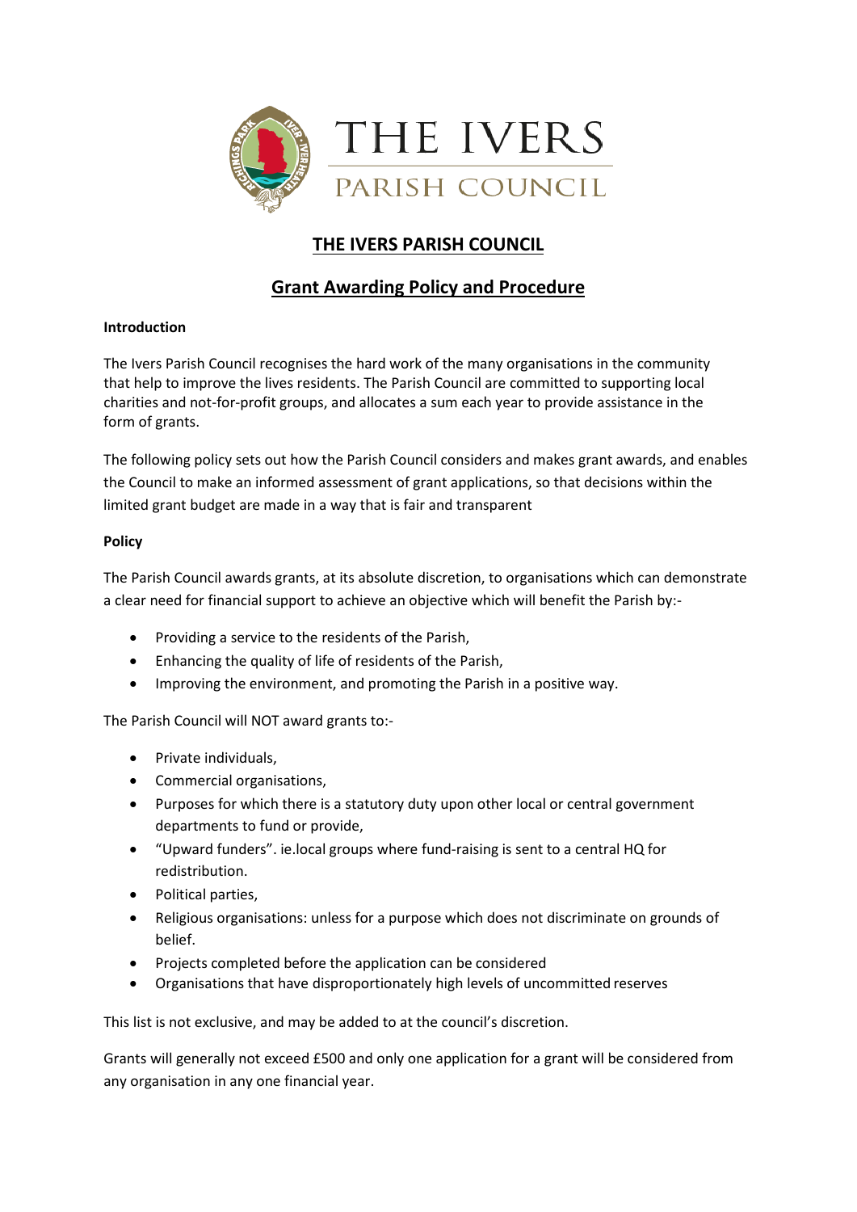# THE IVERS PARISH COUNCIL

## Grant Awarding Policy and Procedure

**Introduction**

The Ivers Parish Council recognises the hard work of the many organisations in the community that help to improve the lives residents. The Parish Council are committed to supporting local charities and not-for-profit groups, and allocates a sum each year to provide assistance in the form of grants.

The following policy sets out how the Parish Council considers and makes grant awards, and enables the Council to make an informed assessment of grant applications, so that decisions within the limited grant budget are made in a way that is fair and transparent

**Policy**

The Parish Council awards grants, at its absolute discretion, to organisations which can demonstrate a clear need for financial support to achieve an objective which will benefit the Parish by:-

- Providing a service to the residents of the Parish,
- Enhancing the quality of life of residents of the Parish,
- Improving the environment, and promoting the Parish in a positive way.

The Parish Council will NOT award grants to:-

- Private individuals,
- Commercial organisations,
- Purposes for which there is a statutory duty upon other local or central government departments to fund or provide,
- "Upward funders". ie.local groups where fund-raising is sent to a central HQ for redistribution.
- Political parties,
- Religious organisations: unless for a purpose which does not discriminate on grounds of belief.
- Projects completed before the application can be considered
- Organisations that have disproportionately high levels of uncommitted reserves

This list is not exclusive, and may be added to at the council's discretion.

Grants will generally not exceed £500 and only one application for a grant will be considered from any organisation in any one financial year.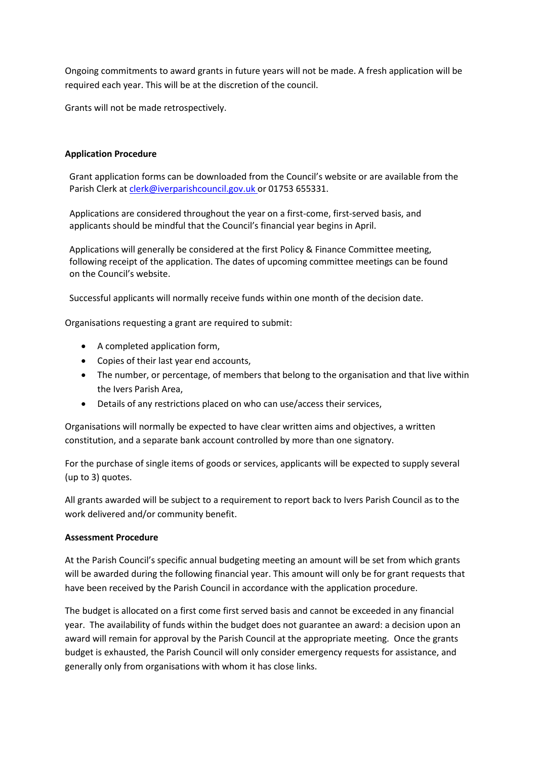Ongoing commitments to award grants in future years will not be made. A fresh application will be required each year. This will be at the discretion of the council.

Grants will not be made retrospectively.

**Application Procedure**

Grant application forms can be downloaded from the Council's website or are available from the Parish Clerk at clerk@iverparishcouncil.gov.uk or 01753 655331.

Applications are considered throughout the year on a first-come, first-served basis, and applicants should be mindful that the Council's financial year begins in April.

Applications will generally be considered at the first Policy & Finance Committee meeting, following receipt of the application. The dates of upcoming committee meetings can be found on the Council's website.

Successful applicants will normally receive funds within one month of the decision date.

Organisations requesting a grant are required to submit:

- A completed application form,
- Copies of their last year end accounts,
- The number, or percentage, of members that belong to the organisation and that live within the Ivers Parish Area,
- Details of any restrictions placed on who can use/access their services,

Organisations will normally be expected to have clear written aims and objectives, a written constitution, and a separate bank account controlled by more than one signatory.

For the purchase of single items of goods or services, applicants will be expected to supply several (up to 3) quotes.

All grants awarded will be subject to a requirement to report back to Ivers Parish Council as to the work delivered and/or community benefit.

**Assessment Procedure**

At the Parish Council's specific annual budgeting meeting an amount will be set from which grants will be awarded during the following financial year. This amount will only be for grant requests that have been received by the Parish Council in accordance with the application procedure.

The budget is allocated on a first come first served basis and cannot be exceeded in any financial year. The availability of funds within the budget does not guarantee an award: a decision upon an award will remain for approval by the Parish Council at the appropriate meeting. Once the grants budget is exhausted, the Parish Council will only consider emergency requests for assistance, and generally only from organisations with whom it has close links.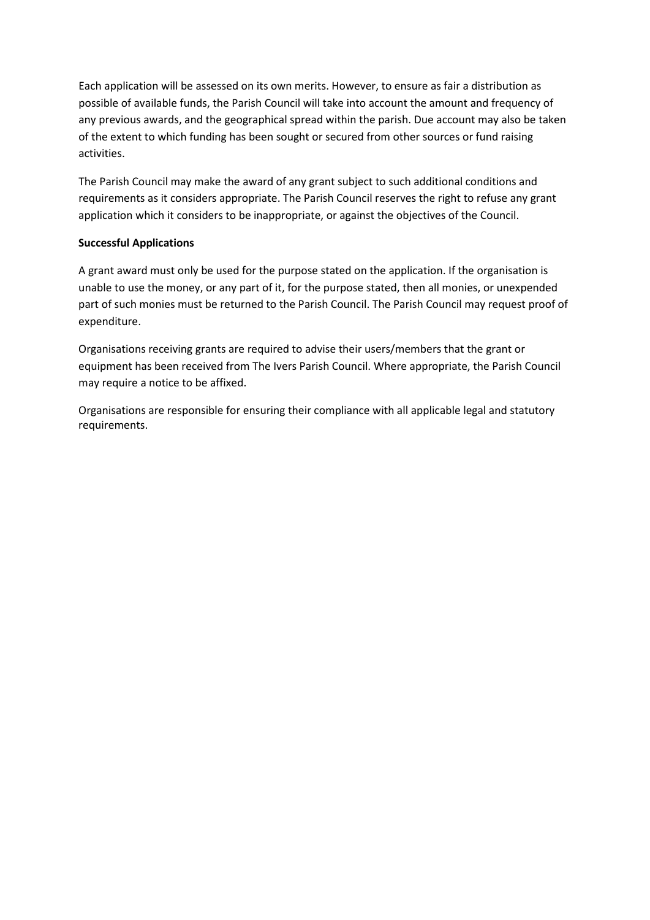Each application will be assessed on its own merits. However, to ensure as fair a distribution as possible of available funds, the Parish Council will take into account the amount and frequency of any previous awards, and the geographical spread within the parish. Due account may also be taken of the extent to which funding has been sought or secured from other sources or fund raising activities.

The Parish Council may make the award of any grant subject to such additional conditions and requirements as it considers appropriate. The Parish Council reserves the right to refuse any grant application which it considers to be inappropriate, or against the objectives of the Council.

**Successful Applications**

A grant award must only be used for the purpose stated on the application. If the organisation is unable to use the money, or any part of it, for the purpose stated, then all monies, or unexpended part of such monies must be returned to the Parish Council. The Parish Council may request proof of expenditure.

Organisations receiving grants are required to advise their users/members that the grant or equipment has been received from The Ivers Parish Council. Where appropriate, the Parish Council may require a notice to be affixed.

Organisations are responsible for ensuring their compliance with all applicable legal and statutory requirements.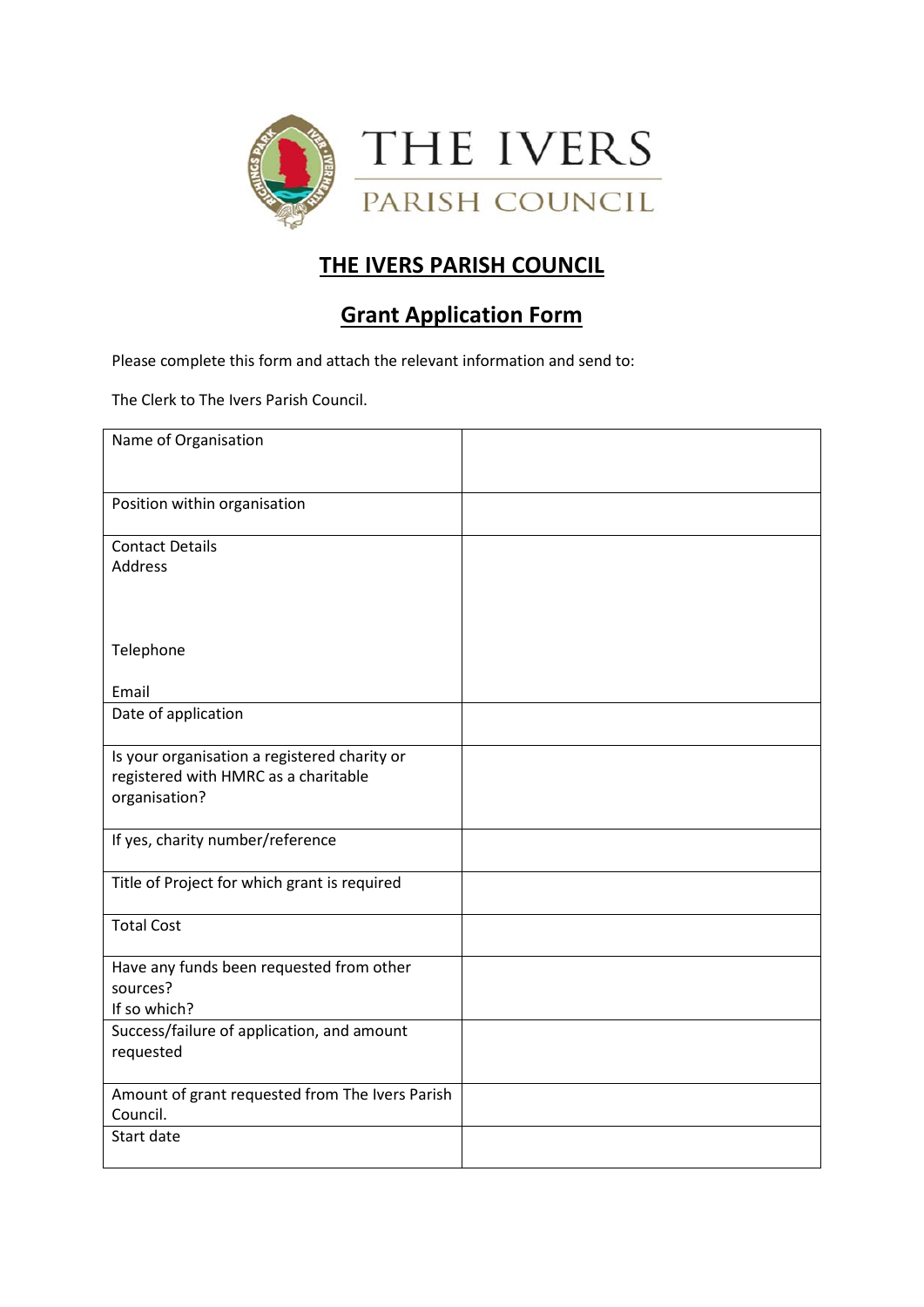# THE IVERS PARISH COUNCIL

## Grant Application Form

Please complete this form and attach the relevant information and send to:

The Clerk to The Ivers Parish Council.

| | |
|---|---|
| Name of Organisation | |
| Position within organisation | |
| Contact Details<br>Address<br><br>Telephone<br><br>Email | |
| Date of application | |
| Is your organisation a registered charity or registered with HMRC as a charitable organisation? | |
| If yes, charity number/reference | |
| Title of Project for which grant is required | |
| Total Cost | |
| Have any funds been requested from other sources?<br>If so which? | |
| Success/failure of application, and amount requested | |
| Amount of grant requested from The Ivers Parish Council. | |
| Start date | |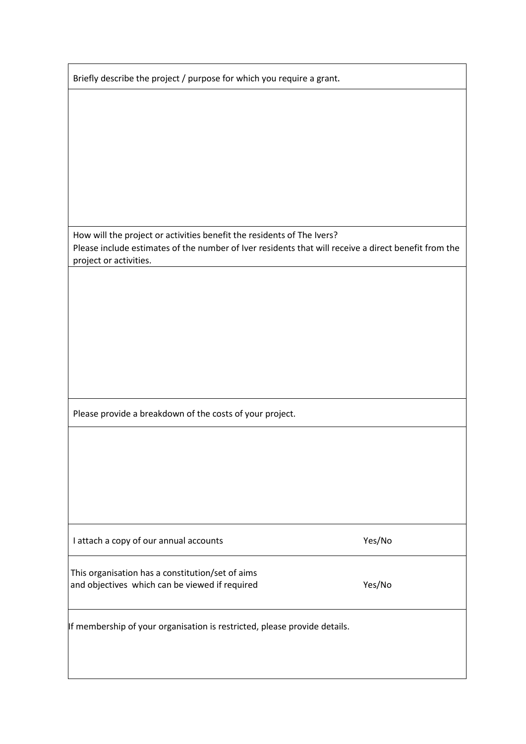Briefly describe the project / purpose for which you require a grant.

How will the project or activities benefit the residents of The Ivers?
Please include estimates of the number of Iver residents that will receive a direct benefit from the project or activities.

Please provide a breakdown of the costs of your project.

| | |
|---|---|
| I attach a copy of our annual accounts | Yes/No |
| This organisation has a constitution/set of aims and objectives which can be viewed if required | Yes/No |

If membership of your organisation is restricted, please provide details.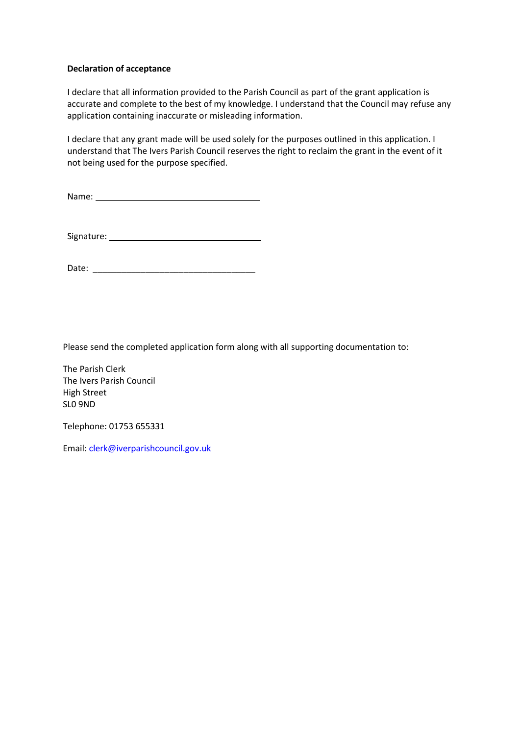**Declaration of acceptance**

I declare that all information provided to the Parish Council as part of the grant application is accurate and complete to the best of my knowledge. I understand that the Council may refuse any application containing inaccurate or misleading information.

I declare that any grant made will be used solely for the purposes outlined in this application. I understand that The Ivers Parish Council reserves the right to reclaim the grant in the event of it not being used for the purpose specified.

Name: ___________________________________

Signature: ________________________________

Date: ___________________________________

Please send the completed application form along with all supporting documentation to:

The Parish Clerk
The Ivers Parish Council
High Street
SL0 9ND

Telephone: 01753 655331

Email: clerk@iverparishcouncil.gov.uk